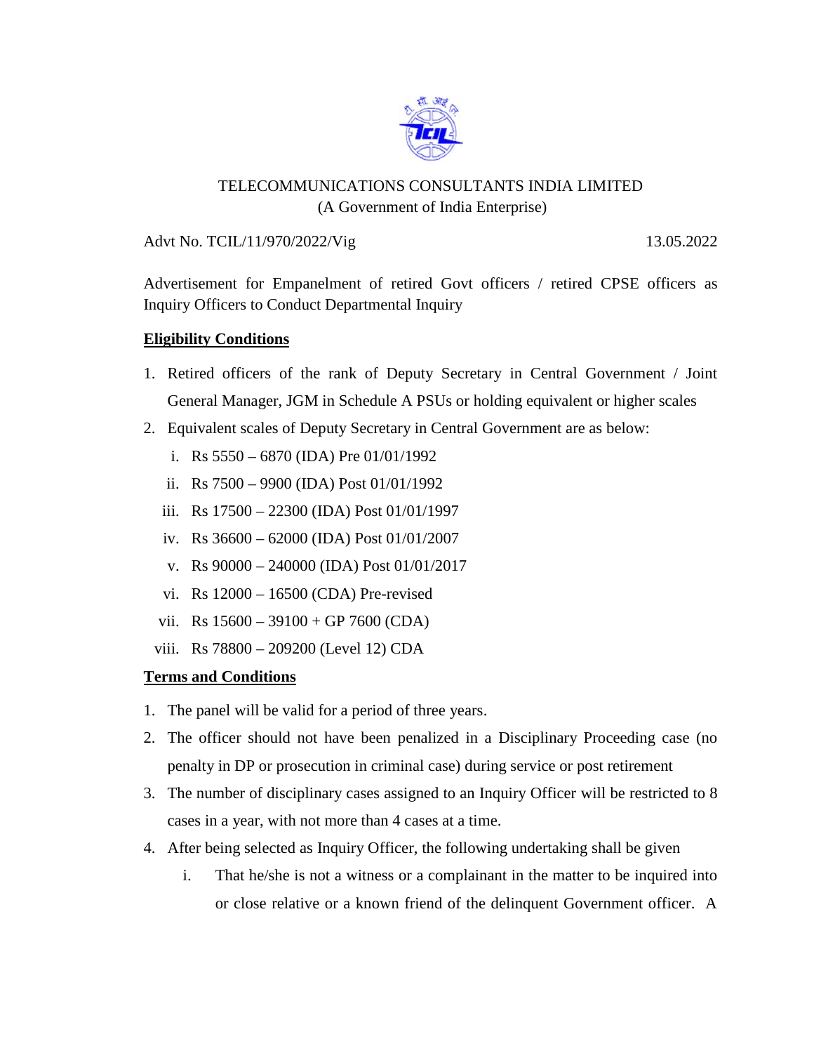TELECOMMUNICATIONS CONSULTANTS INDIA LIMITED
(A Government of India Enterprise)

Advt No. TCIL/11/970/2022/Vig                                                                                    13.05.2022

Advertisement for Empanelment of retired Govt officers / retired CPSE officers as Inquiry Officers to Conduct Departmental Inquiry

**Eligibility Conditions**

1. Retired officers of the rank of Deputy Secretary in Central Government / Joint General Manager, JGM in Schedule A PSUs or holding equivalent or higher scales
2. Equivalent scales of Deputy Secretary in Central Government are as below:
   i. Rs 5550 – 6870 (IDA) Pre 01/01/1992
   ii. Rs 7500 – 9900 (IDA) Post 01/01/1992
   iii. Rs 17500 – 22300 (IDA) Post 01/01/1997
   iv. Rs 36600 – 62000 (IDA) Post 01/01/2007
   v. Rs 90000 – 240000 (IDA) Post 01/01/2017
   vi. Rs 12000 – 16500 (CDA) Pre-revised
   vii. Rs 15600 – 39100 + GP 7600 (CDA)
   viii. Rs 78800 – 209200 (Level 12) CDA

**Terms and Conditions**

1. The panel will be valid for a period of three years.
2. The officer should not have been penalized in a Disciplinary Proceeding case (no penalty in DP or prosecution in criminal case) during service or post retirement
3. The number of disciplinary cases assigned to an Inquiry Officer will be restricted to 8 cases in a year, with not more than 4 cases at a time.
4. After being selected as Inquiry Officer, the following undertaking shall be given
   i. That he/she is not a witness or a complainant in the matter to be inquired into or close relative or a known friend of the delinquent Government officer. A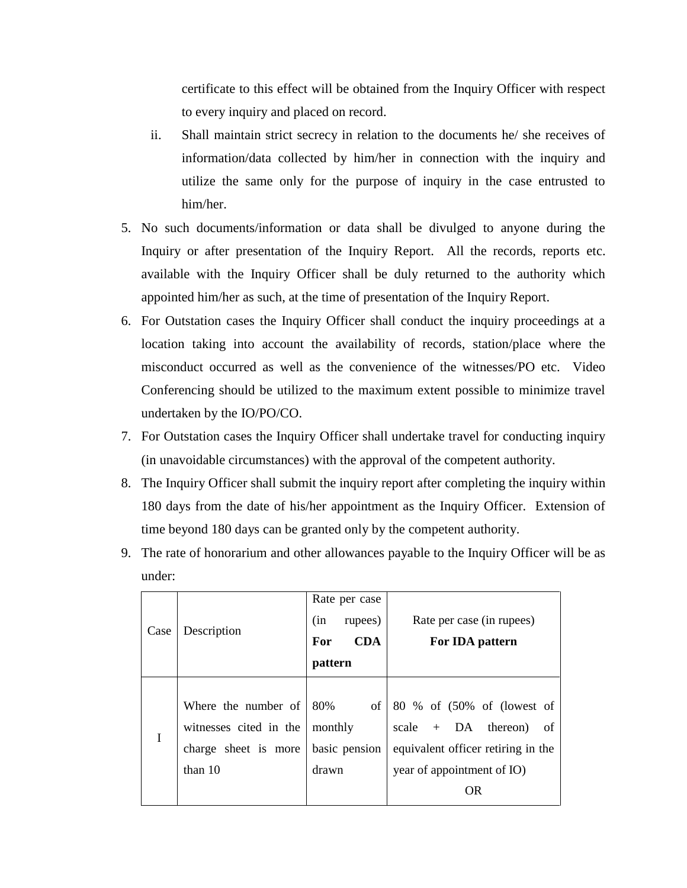certificate to this effect will be obtained from the Inquiry Officer with respect to every inquiry and placed on record.

ii. Shall maintain strict secrecy in relation to the documents he/ she receives of information/data collected by him/her in connection with the inquiry and utilize the same only for the purpose of inquiry in the case entrusted to him/her.

5. No such documents/information or data shall be divulged to anyone during the Inquiry or after presentation of the Inquiry Report. All the records, reports etc. available with the Inquiry Officer shall be duly returned to the authority which appointed him/her as such, at the time of presentation of the Inquiry Report.
6. For Outstation cases the Inquiry Officer shall conduct the inquiry proceedings at a location taking into account the availability of records, station/place where the misconduct occurred as well as the convenience of the witnesses/PO etc. Video Conferencing should be utilized to the maximum extent possible to minimize travel undertaken by the IO/PO/CO.
7. For Outstation cases the Inquiry Officer shall undertake travel for conducting inquiry (in unavoidable circumstances) with the approval of the competent authority.
8. The Inquiry Officer shall submit the inquiry report after completing the inquiry within 180 days from the date of his/her appointment as the Inquiry Officer. Extension of time beyond 180 days can be granted only by the competent authority.
9. The rate of honorarium and other allowances payable to the Inquiry Officer will be as under:

| Case | Description | Rate per case (in rupees) **For CDA pattern** | Rate per case (in rupees) **For IDA pattern** |
|---|---|---|---|
| I | Where the number of witnesses cited in the charge sheet is more than 10 | 80% of monthly basic pension drawn | 80 % of (50% of (lowest of scale + DA thereon) of equivalent officer retiring in the year of appointment of IO) OR |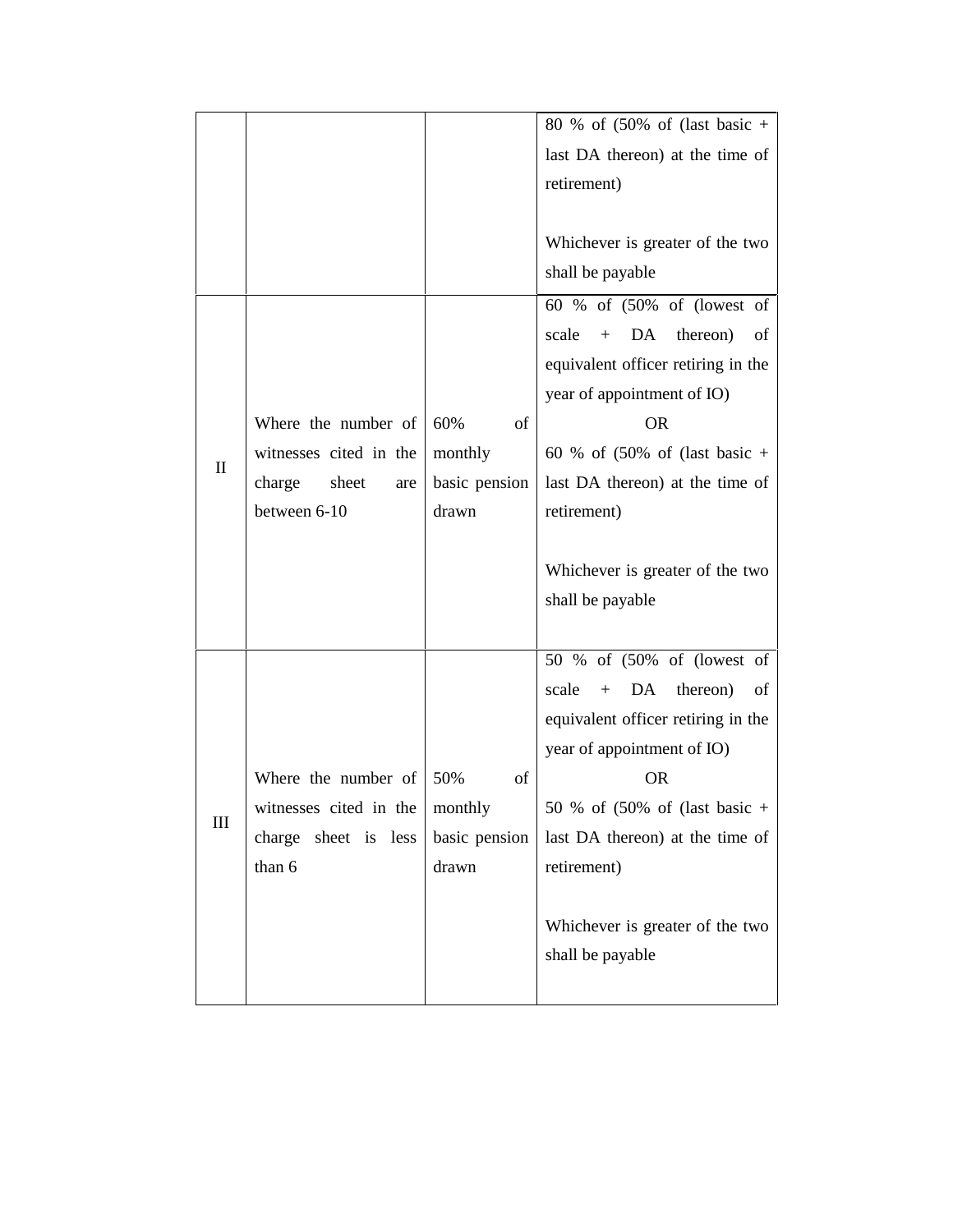| | | | |
|---|---|---|---|
| | | | 80 % of (50% of (last basic + last DA thereon) at the time of retirement)<br><br>Whichever is greater of the two shall be payable |
| II | Where the number of witnesses cited in the charge sheet are between 6-10 | 60% of monthly basic pension drawn | 60 % of (50% of (lowest of scale + DA thereon) of equivalent officer retiring in the year of appointment of IO)<br>OR<br>60 % of (50% of (last basic + last DA thereon) at the time of retirement)<br><br>Whichever is greater of the two shall be payable |
| III | Where the number of witnesses cited in the charge sheet is less than 6 | 50% of monthly basic pension drawn | 50 % of (50% of (lowest of scale + DA thereon) of equivalent officer retiring in the year of appointment of IO)<br>OR<br>50 % of (50% of (last basic + last DA thereon) at the time of retirement)<br><br>Whichever is greater of the two shall be payable |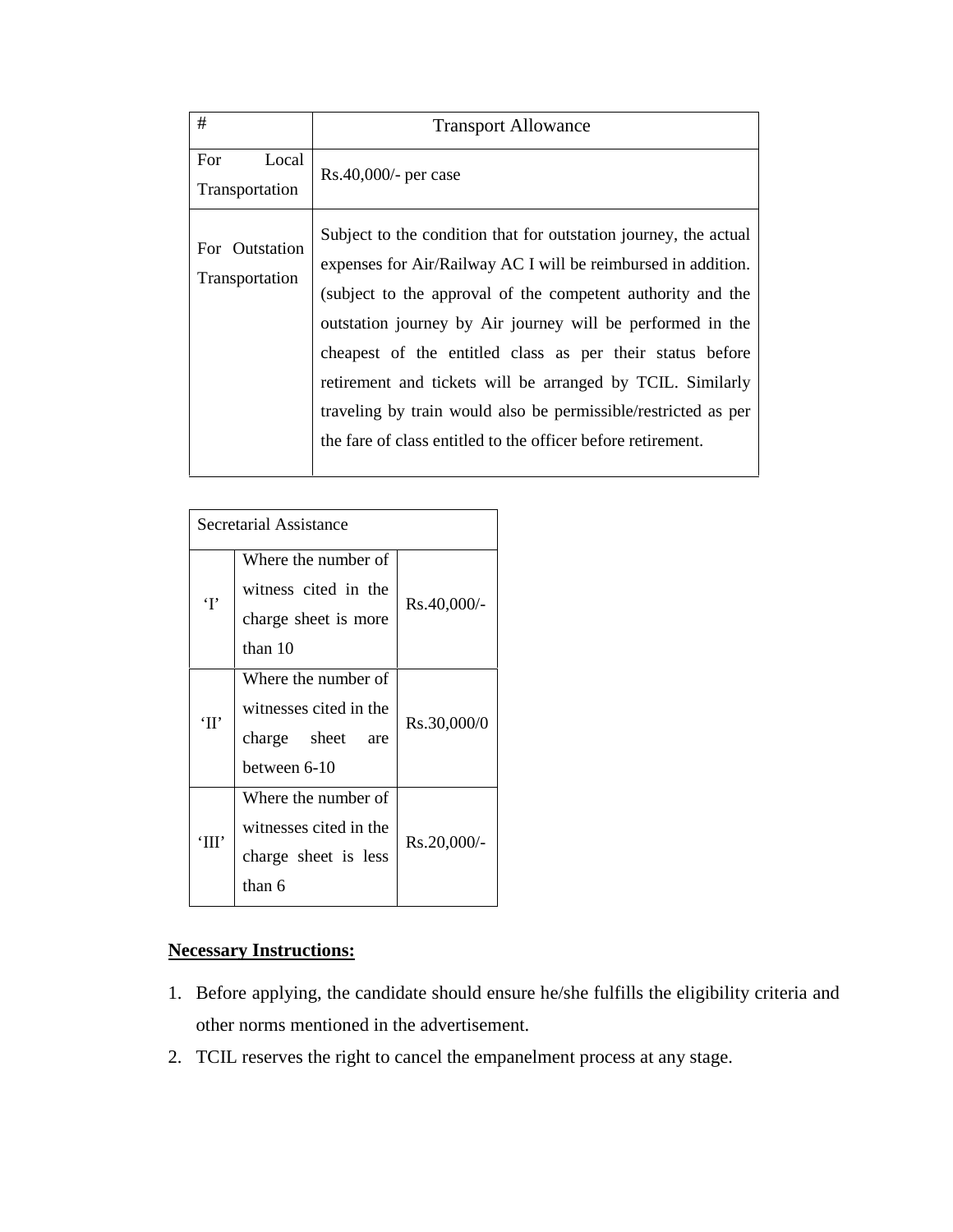| # | Transport Allowance |
|---|---|
| For Local Transportation | Rs.40,000/- per case |
| For Outstation Transportation | Subject to the condition that for outstation journey, the actual expenses for Air/Railway AC I will be reimbursed in addition. (subject to the approval of the competent authority and the outstation journey by Air journey will be performed in the cheapest of the entitled class as per their status before retirement and tickets will be arranged by TCIL. Similarly traveling by train would also be permissible/restricted as per the fare of class entitled to the officer before retirement. |

| Secretarial Assistance | | |
|---|---|---|
| 'I' | Where the number of witness cited in the charge sheet is more than 10 | Rs.40,000/- |
| 'II' | Where the number of witnesses cited in the charge sheet are between 6-10 | Rs.30,000/0 |
| 'III' | Where the number of witnesses cited in the charge sheet is less than 6 | Rs.20,000/- |

**Necessary Instructions:**

1. Before applying, the candidate should ensure he/she fulfills the eligibility criteria and other norms mentioned in the advertisement.
2. TCIL reserves the right to cancel the empanelment process at any stage.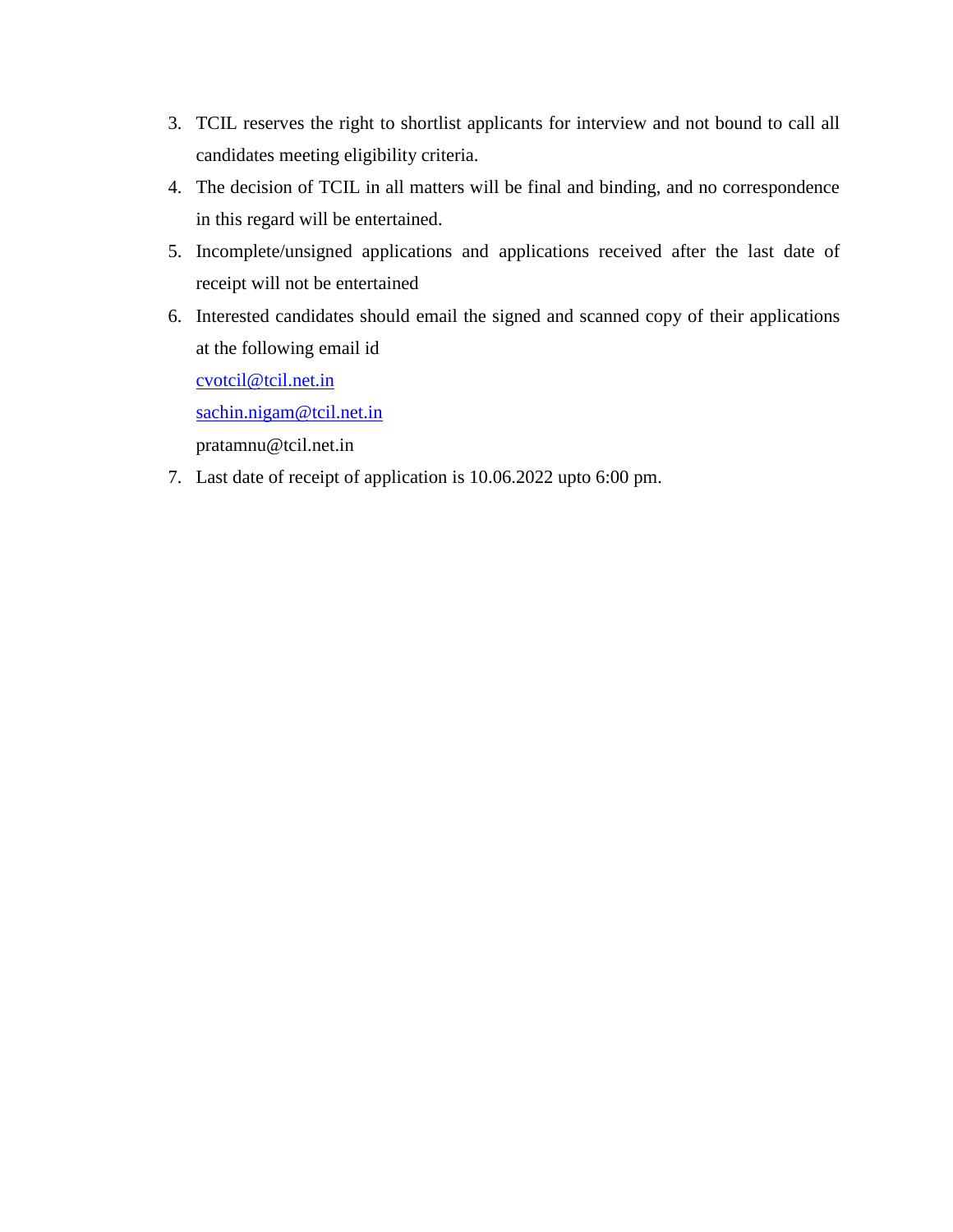3. TCIL reserves the right to shortlist applicants for interview and not bound to call all candidates meeting eligibility criteria.
4. The decision of TCIL in all matters will be final and binding, and no correspondence in this regard will be entertained.
5. Incomplete/unsigned applications and applications received after the last date of receipt will not be entertained
6. Interested candidates should email the signed and scanned copy of their applications at the following email id

   cvotcil@tcil.net.in

   sachin.nigam@tcil.net.in

   pratamnu@tcil.net.in
7. Last date of receipt of application is 10.06.2022 upto 6:00 pm.